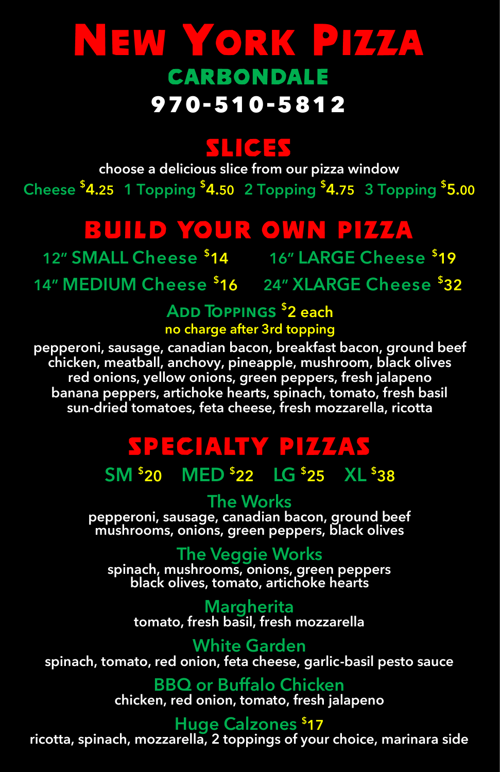# New York Pizza

## CARBONDALE

## 970-510-5812

## SLICES

choose a delicious slice from our pizza window

Cheese $4.25 1 Topping $4.50 2 Topping $4.75 3 Topping $5.00

## BUILD YOUR OWN PIZZA

12" SMALL Cheese $14
16" LARGE Cheese $19
14" MEDIUM Cheese $16
24" XLARGE Cheese $32

**Add Toppings $2 each**

no charge after 3rd topping

pepperoni, sausage, canadian bacon, breakfast bacon, ground beef chicken, meatball, anchovy, pineapple, mushroom, black olives red onions, yellow onions, green peppers, fresh jalapeno banana peppers, artichoke hearts, spinach, tomato, fresh basil sun-dried tomatoes, feta cheese, fresh mozzarella, ricotta

## SPECIALTY PIZZAS

SM $20 MED $22 LG $25 XL $38

### The Works

pepperoni, sausage, canadian bacon, ground beef mushrooms, onions, green peppers, black olives

### The Veggie Works

spinach, mushrooms, onions, green peppers black olives, tomato, artichoke hearts

### Margherita

tomato, fresh basil, fresh mozzarella

### White Garden

spinach, tomato, red onion, feta cheese, garlic-basil pesto sauce

### BBQ or Buffalo Chicken

chicken, red onion, tomato, fresh jalapeno

### Huge Calzones $17

ricotta, spinach, mozzarella, 2 toppings of your choice, marinara side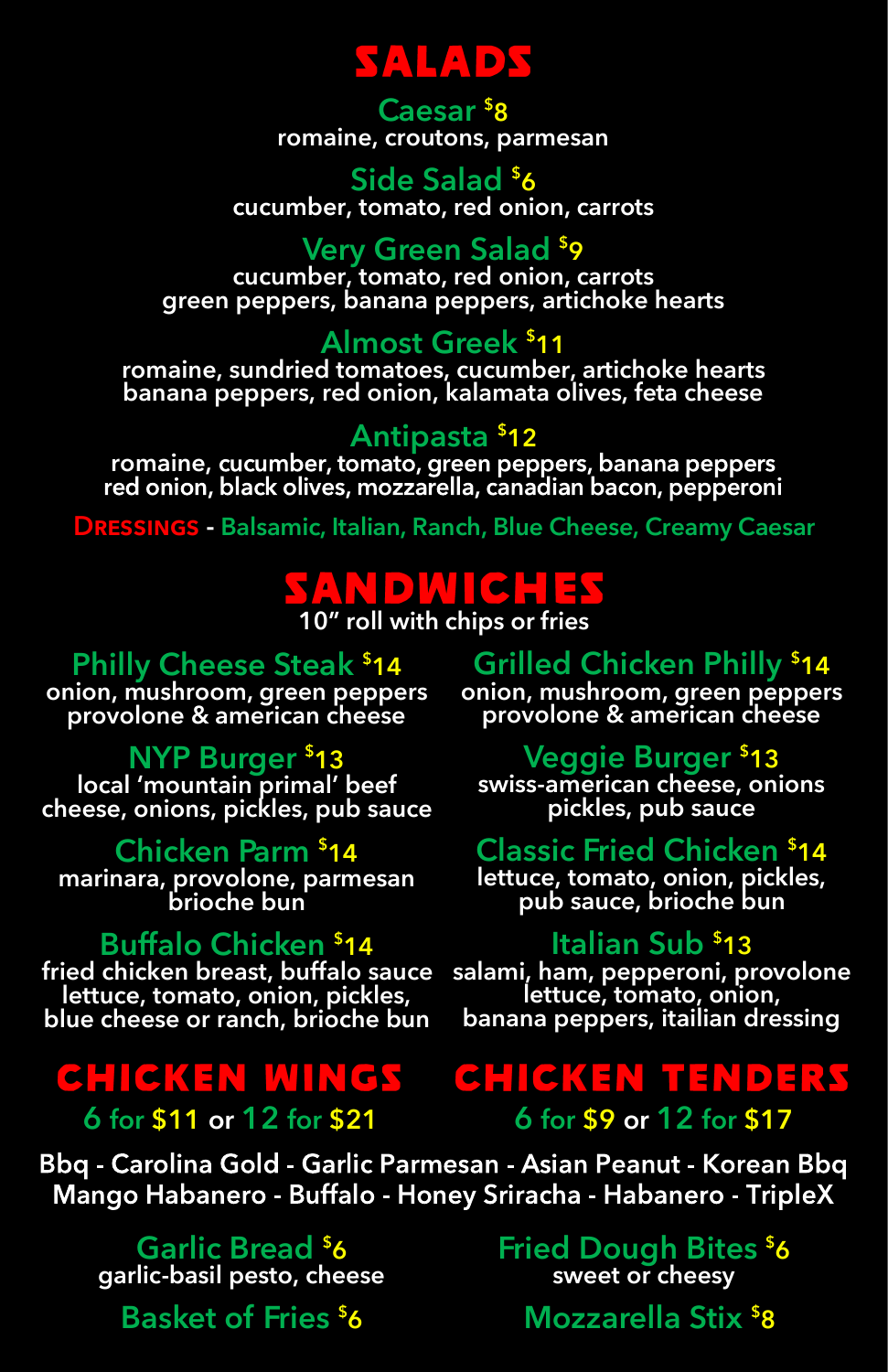# SALADS

**Caesar** $8
romaine, croutons, parmesan

**Side Salad** $6
cucumber, tomato, red onion, carrots

**Very Green Salad** $9
cucumber, tomato, red onion, carrots
green peppers, banana peppers, artichoke hearts

**Almost Greek** $11
romaine, sundried tomatoes, cucumber, artichoke hearts
banana peppers, red onion, kalamata olives, feta cheese

**Antipasta** $12
romaine, cucumber, tomato, green peppers, banana peppers
red onion, black olives, mozzarella, canadian bacon, pepperoni

**Dressings** - Balsamic, Italian, Ranch, Blue Cheese, Creamy Caesar

# SANDWICHES

10" roll with chips or fries

**Philly Cheese Steak** $14
onion, mushroom, green peppers
provolone & american cheese

**NYP Burger** $13
local 'mountain primal' beef
cheese, onions, pickles, pub sauce

**Chicken Parm** $14
marinara, provolone, parmesan
brioche bun

**Buffalo Chicken** $14
fried chicken breast, buffalo sauce
lettuce, tomato, onion, pickles,
blue cheese or ranch, brioche bun

**Grilled Chicken Philly** $14
onion, mushroom, green peppers
provolone & american cheese

**Veggie Burger** $13
swiss-american cheese, onions
pickles, pub sauce

**Classic Fried Chicken** $14
lettuce, tomato, onion, pickles,
pub sauce, brioche bun

**Italian Sub** $13
salami, ham, pepperoni, provolone
lettuce, tomato, onion,
banana peppers, itailian dressing

# CHICKEN WINGS

6 for $11 or 12 for $21

# CHICKEN TENDERS

6 for $9 or 12 for $17

Bbq - Carolina Gold - Garlic Parmesan - Asian Peanut - Korean Bbq
Mango Habanero - Buffalo - Honey Sriracha - Habanero - TripleX

**Garlic Bread** $6
garlic-basil pesto, cheese

**Basket of Fries** $6

**Fried Dough Bites** $6
sweet or cheesy

**Mozzarella Stix** $8